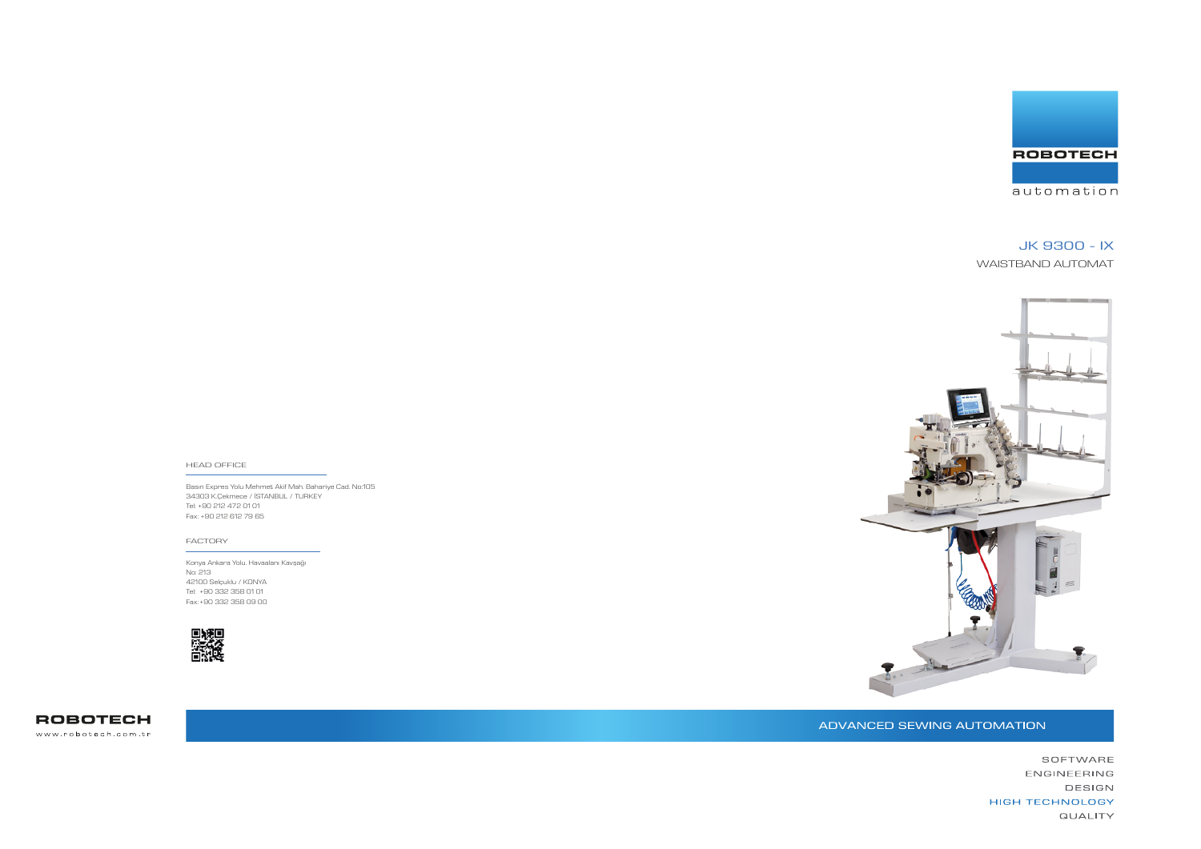ROBOTECH

automation

# JK 9300 - IX

## WAISTBAND AUTOMAT

HEAD OFFICE

Basın Expres Yolu Mehmet Akif Mah. Bahariye Cad. No:105
34303 K.Çekmece / ISTANBUL / TURKEY
Tel: +90 212 472 01 01
Fax: +90 212 612 79 65

FACTORY

Konya Ankara Yolu. Havaalanı Kavşağı
No: 213
42100 Selçuklu / KONYA
Tel: +90 332 358 01 01
Fax:+90 332 358 09 00

ROBOTECH
www.robotech.com.tr

ADVANCED SEWING AUTOMATION

SOFTWARE
ENGINEERING
DESIGN
HIGH TECHNOLOGY
QUALITY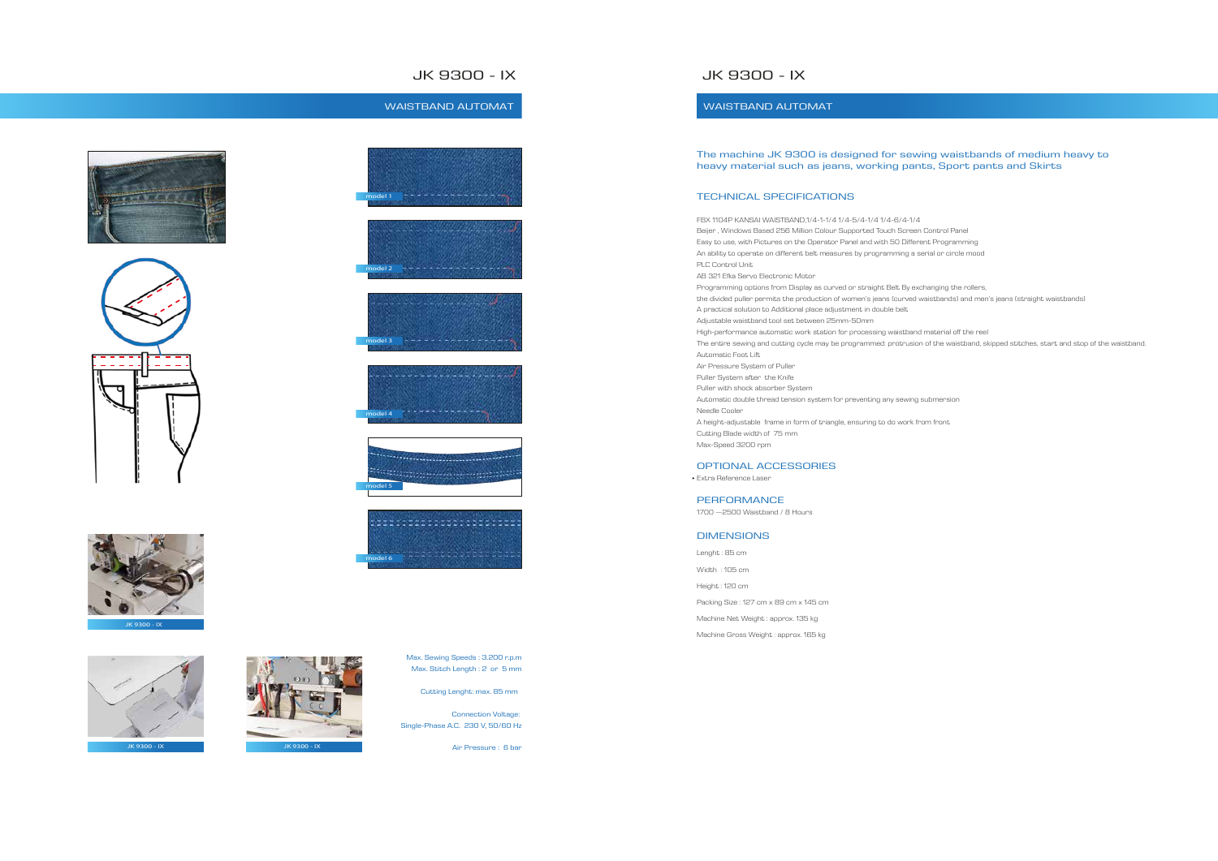# JK 9300 - IX

## WAISTBAND AUTOMAT

model 1

model 2

model 3

model 4

model 5

model 6

JK 9300 - IX

JK 9300 - IX

JK 9300 - IX

Max. Sewing Speeds : 3,200 r.p.m
Max. Stitch Length : 2 or 5 mm

Cutting Lenght: max. 85 mm

Connection Voltage:
Single-Phase A.C. 230 V, 50/60 Hz

Air Pressure : 6 bar

# JK 9300 - IX

## WAISTBAND AUTOMAT

The machine JK 9300 is designed for sewing waistbands of medium heavy to heavy material such as jeans, working pants, Sport pants and Skirts

### TECHNICAL SPECIFICATIONS

FBX 1104P KANSAI WAISTBAND,1/4-1-1/4 1/4-5/4-1/4 1/4-6/4-1/4
Beijer , Windows Based 256 Million Colour Supported Touch Screen Control Panel
Easy to use, with Pictures on the Operator Panel and with 50 Different Programming
An ability to operate on different belt measures by programming a serial or circle mood
PLC Control Unit
AB 321 Efka Servo Electronic Motor
Programming options from Display as curved or straight Belt By exchanging the rollers,
the divided puller permits the production of women's jeans (curved waistbands) and men's jeans (straight waistbands)
A practical solution to Additional place adjustment in double belt
Adjustable waistband tool set between 25mm-50mm
High-performance automatic work station for processing waistband material off the reel
The entire sewing and cutting cycle may be programmed: protrusion of the waistband, skipped stitches, start and stop of the waistband.
Automatic Foot Lift
Air Pressure System of Puller
Puller System after the Knife
Puller with shock absorber System
Automatic double thread tension system for preventing any sewing submersion
Needle Cooler
A height-adjustable frame in form of triangle, ensuring to do work from front
Cutting Blade width of 75 mm
Max-Speed 3200 rpm

### OPTIONAL ACCESSORIES

- Extra Reference Laser

### PERFORMANCE

1700 —2500 Waistband / 8 Hours

### DIMENSIONS

Lenght : 85 cm

Width : 105 cm

Height : 120 cm

Packing Size : 127 cm x 89 cm x 145 cm

Machine Net Weight : approx. 135 kg

Machine Gross Weight : approx. 165 kg